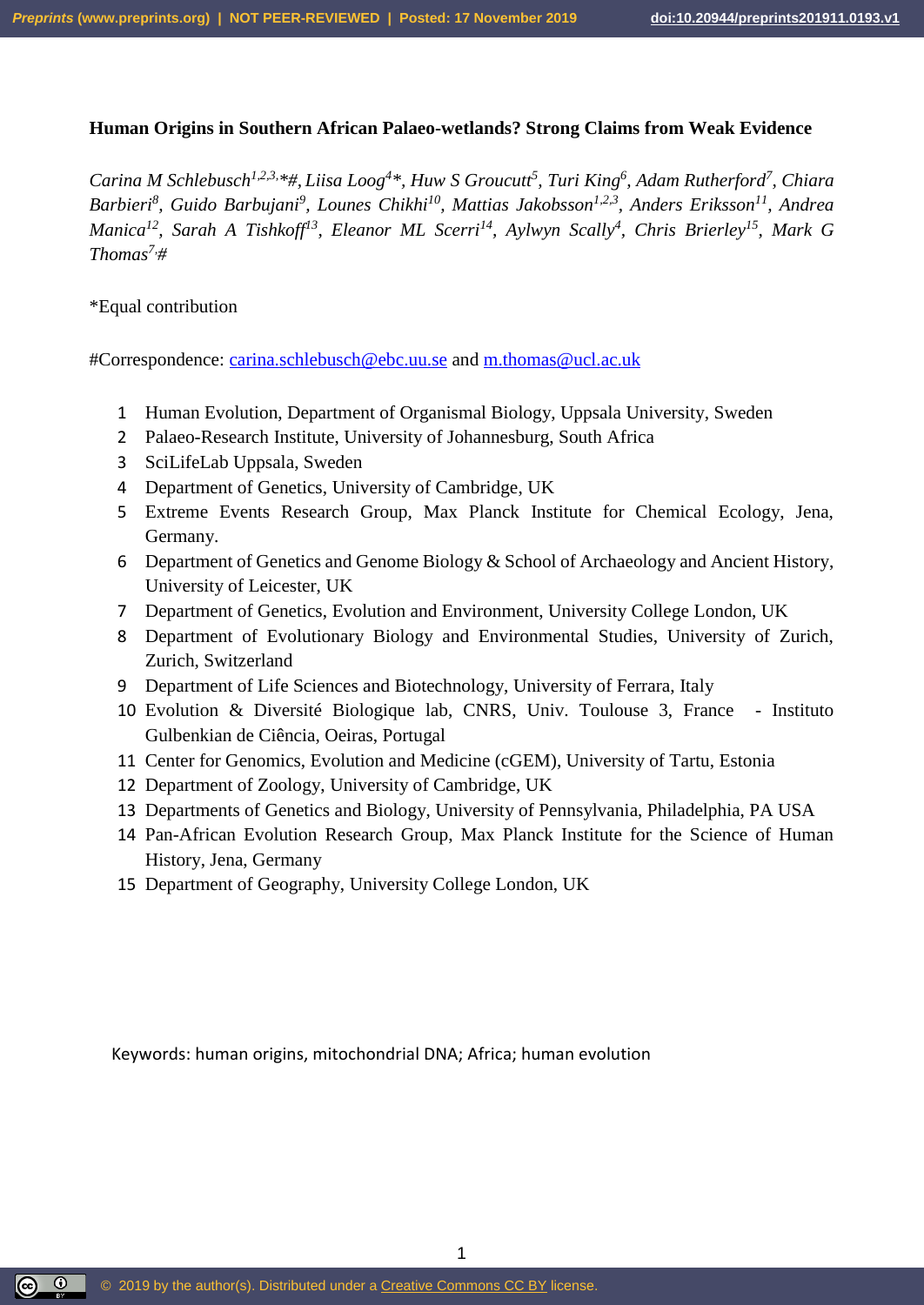# Human Origins in Southern African Palaeo-wetlands? Strong Claims from Weak Evidence

*Carina M Schlebusch[1,2,3,]\*#, Liisa Loog[4]\*, Huw S Groucutt[5], Turi King[6], Adam Rutherford[7], Chiara Barbieri[8], Guido Barbujani[9], Lounes Chikhi[10], Mattias Jakobsson[1,2,3], Anders Eriksson[11], Andrea Manica[12], Sarah A Tishkoff[13], Eleanor ML Scerri[14], Aylwyn Scally[4], Chris Brierley[15], Mark G Thomas[7,]#*

\*Equal contribution

#Correspondence: carina.schlebusch@ebc.uu.se and m.thomas@ucl.ac.uk

1. Human Evolution, Department of Organismal Biology, Uppsala University, Sweden
2. Palaeo-Research Institute, University of Johannesburg, South Africa
3. SciLifeLab Uppsala, Sweden
4. Department of Genetics, University of Cambridge, UK
5. Extreme Events Research Group, Max Planck Institute for Chemical Ecology, Jena, Germany.
6. Department of Genetics and Genome Biology & School of Archaeology and Ancient History, University of Leicester, UK
7. Department of Genetics, Evolution and Environment, University College London, UK
8. Department of Evolutionary Biology and Environmental Studies, University of Zurich, Zurich, Switzerland
9. Department of Life Sciences and Biotechnology, University of Ferrara, Italy
10. Evolution & Diversité Biologique lab, CNRS, Univ. Toulouse 3, France - Instituto Gulbenkian de Ciência, Oeiras, Portugal
11. Center for Genomics, Evolution and Medicine (cGEM), University of Tartu, Estonia
12. Department of Zoology, University of Cambridge, UK
13. Departments of Genetics and Biology, University of Pennsylvania, Philadelphia, PA USA
14. Pan-African Evolution Research Group, Max Planck Institute for the Science of Human History, Jena, Germany
15. Department of Geography, University College London, UK

Keywords: human origins, mitochondrial DNA; Africa; human evolution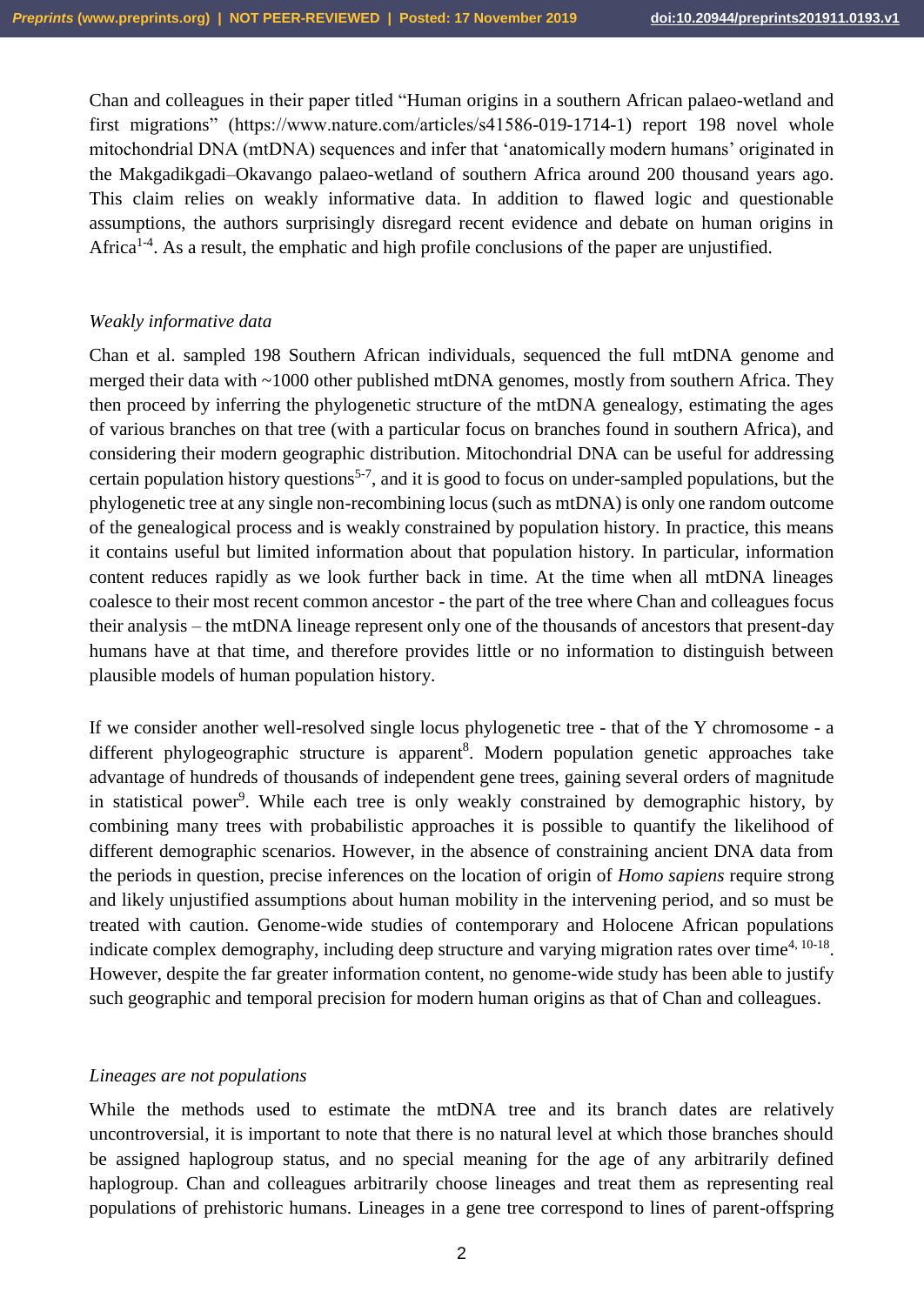Chan and colleagues in their paper titled "Human origins in a southern African palaeo-wetland and first migrations" (https://www.nature.com/articles/s41586-019-1714-1) report 198 novel whole mitochondrial DNA (mtDNA) sequences and infer that 'anatomically modern humans' originated in the Makgadikgadi–Okavango palaeo-wetland of southern Africa around 200 thousand years ago. This claim relies on weakly informative data. In addition to flawed logic and questionable assumptions, the authors surprisingly disregard recent evidence and debate on human origins in Africa[1-4]. As a result, the emphatic and high profile conclusions of the paper are unjustified.

*Weakly informative data*

Chan et al. sampled 198 Southern African individuals, sequenced the full mtDNA genome and merged their data with ~1000 other published mtDNA genomes, mostly from southern Africa. They then proceed by inferring the phylogenetic structure of the mtDNA genealogy, estimating the ages of various branches on that tree (with a particular focus on branches found in southern Africa), and considering their modern geographic distribution. Mitochondrial DNA can be useful for addressing certain population history questions[5-7], and it is good to focus on under-sampled populations, but the phylogenetic tree at any single non-recombining locus (such as mtDNA) is only one random outcome of the genealogical process and is weakly constrained by population history. In practice, this means it contains useful but limited information about that population history. In particular, information content reduces rapidly as we look further back in time. At the time when all mtDNA lineages coalesce to their most recent common ancestor - the part of the tree where Chan and colleagues focus their analysis – the mtDNA lineage represent only one of the thousands of ancestors that present-day humans have at that time, and therefore provides little or no information to distinguish between plausible models of human population history.

If we consider another well-resolved single locus phylogenetic tree - that of the Y chromosome - a different phylogeographic structure is apparent[8]. Modern population genetic approaches take advantage of hundreds of thousands of independent gene trees, gaining several orders of magnitude in statistical power[9]. While each tree is only weakly constrained by demographic history, by combining many trees with probabilistic approaches it is possible to quantify the likelihood of different demographic scenarios. However, in the absence of constraining ancient DNA data from the periods in question, precise inferences on the location of origin of *Homo sapiens* require strong and likely unjustified assumptions about human mobility in the intervening period, and so must be treated with caution. Genome-wide studies of contemporary and Holocene African populations indicate complex demography, including deep structure and varying migration rates over time[4, 10-18]. However, despite the far greater information content, no genome-wide study has been able to justify such geographic and temporal precision for modern human origins as that of Chan and colleagues.

*Lineages are not populations*

While the methods used to estimate the mtDNA tree and its branch dates are relatively uncontroversial, it is important to note that there is no natural level at which those branches should be assigned haplogroup status, and no special meaning for the age of any arbitrarily defined haplogroup. Chan and colleagues arbitrarily choose lineages and treat them as representing real populations of prehistoric humans. Lineages in a gene tree correspond to lines of parent-offspring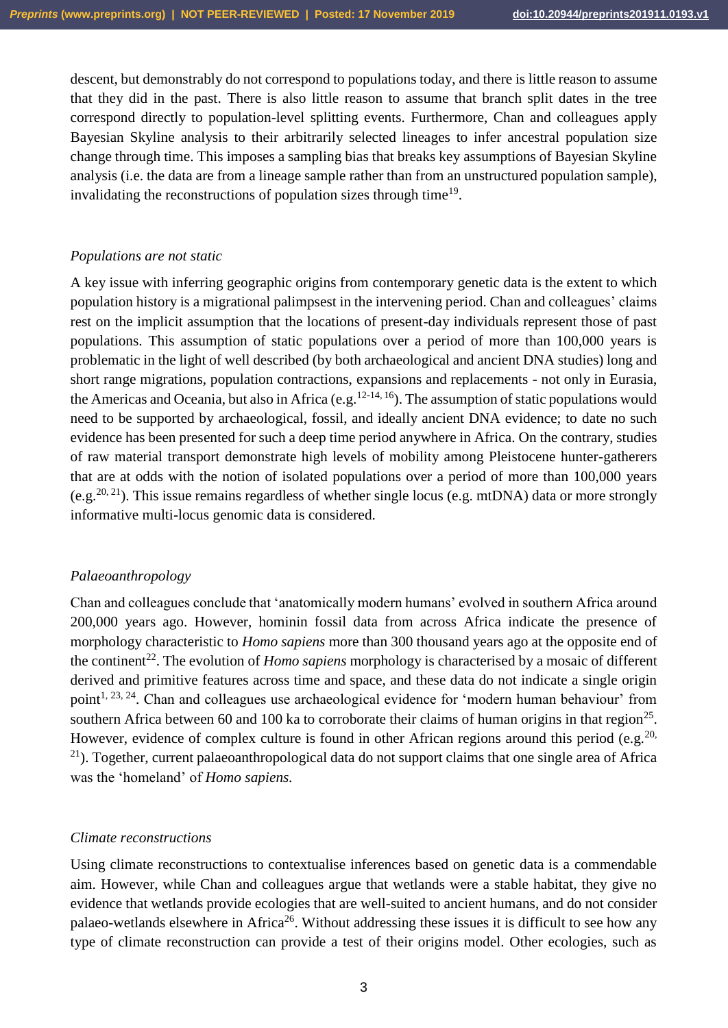descent, but demonstrably do not correspond to populations today, and there is little reason to assume that they did in the past. There is also little reason to assume that branch split dates in the tree correspond directly to population-level splitting events. Furthermore, Chan and colleagues apply Bayesian Skyline analysis to their arbitrarily selected lineages to infer ancestral population size change through time. This imposes a sampling bias that breaks key assumptions of Bayesian Skyline analysis (i.e. the data are from a lineage sample rather than from an unstructured population sample), invalidating the reconstructions of population sizes through time[19].

*Populations are not static*

A key issue with inferring geographic origins from contemporary genetic data is the extent to which population history is a migrational palimpsest in the intervening period. Chan and colleagues' claims rest on the implicit assumption that the locations of present-day individuals represent those of past populations. This assumption of static populations over a period of more than 100,000 years is problematic in the light of well described (by both archaeological and ancient DNA studies) long and short range migrations, population contractions, expansions and replacements - not only in Eurasia, the Americas and Oceania, but also in Africa (e.g.[12-14, 16]). The assumption of static populations would need to be supported by archaeological, fossil, and ideally ancient DNA evidence; to date no such evidence has been presented for such a deep time period anywhere in Africa. On the contrary, studies of raw material transport demonstrate high levels of mobility among Pleistocene hunter-gatherers that are at odds with the notion of isolated populations over a period of more than 100,000 years (e.g.[20, 21]). This issue remains regardless of whether single locus (e.g. mtDNA) data or more strongly informative multi-locus genomic data is considered.

*Palaeoanthropology*

Chan and colleagues conclude that 'anatomically modern humans' evolved in southern Africa around 200,000 years ago. However, hominin fossil data from across Africa indicate the presence of morphology characteristic to *Homo sapiens* more than 300 thousand years ago at the opposite end of the continent[22]. The evolution of *Homo sapiens* morphology is characterised by a mosaic of different derived and primitive features across time and space, and these data do not indicate a single origin point[1, 23, 24]. Chan and colleagues use archaeological evidence for 'modern human behaviour' from southern Africa between 60 and 100 ka to corroborate their claims of human origins in that region[25]. However, evidence of complex culture is found in other African regions around this period (e.g.[20, 21]). Together, current palaeoanthropological data do not support claims that one single area of Africa was the 'homeland' of *Homo sapiens.*

*Climate reconstructions*

Using climate reconstructions to contextualise inferences based on genetic data is a commendable aim. However, while Chan and colleagues argue that wetlands were a stable habitat, they give no evidence that wetlands provide ecologies that are well-suited to ancient humans, and do not consider palaeo-wetlands elsewhere in Africa[26]. Without addressing these issues it is difficult to see how any type of climate reconstruction can provide a test of their origins model. Other ecologies, such as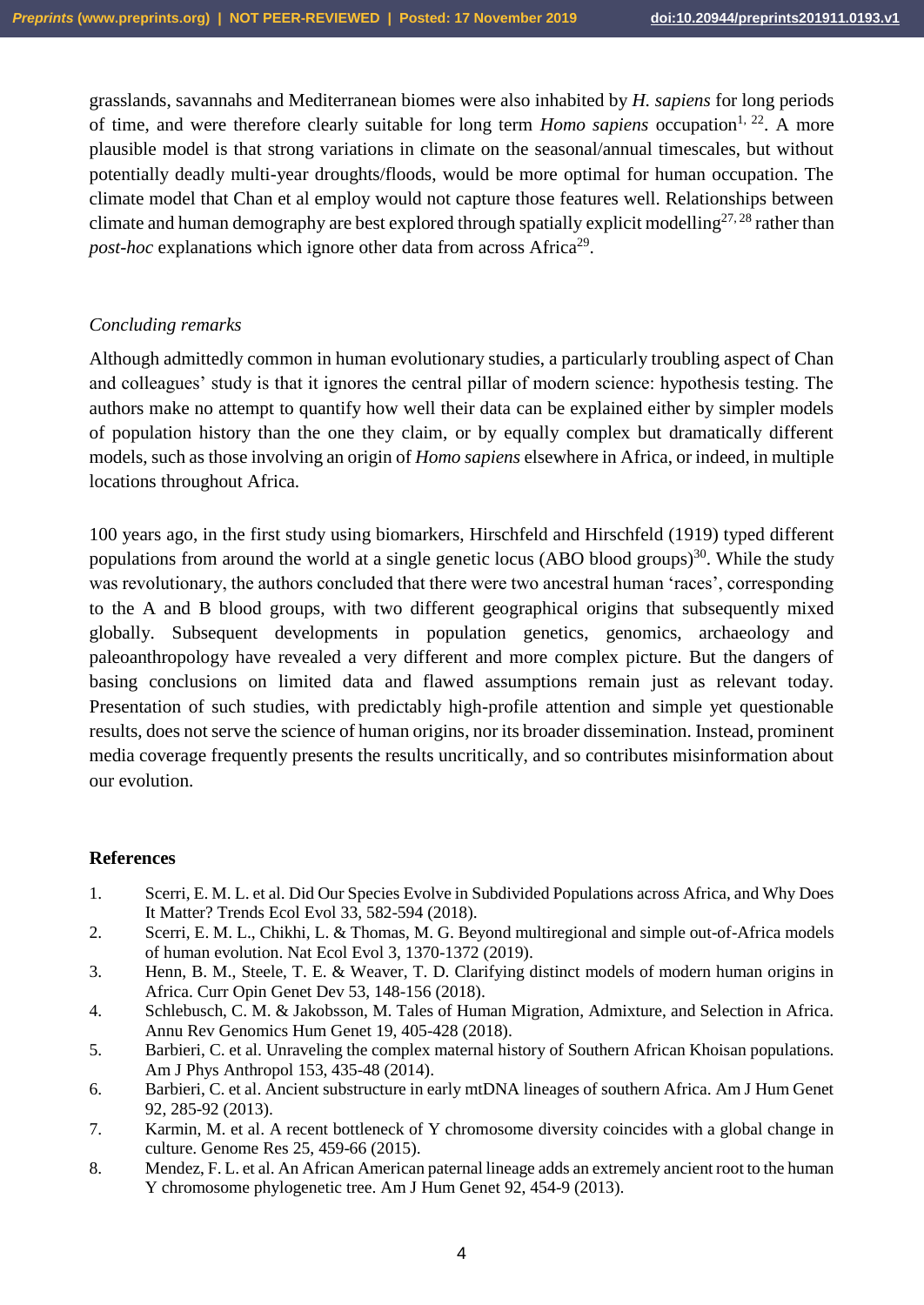grasslands, savannahs and Mediterranean biomes were also inhabited by *H. sapiens* for long periods of time, and were therefore clearly suitable for long term *Homo sapiens* occupation[1, 22]. A more plausible model is that strong variations in climate on the seasonal/annual timescales, but without potentially deadly multi-year droughts/floods, would be more optimal for human occupation. The climate model that Chan et al employ would not capture those features well. Relationships between climate and human demography are best explored through spatially explicit modelling[27, 28] rather than *post-hoc* explanations which ignore other data from across Africa[29].

*Concluding remarks*

Although admittedly common in human evolutionary studies, a particularly troubling aspect of Chan and colleagues' study is that it ignores the central pillar of modern science: hypothesis testing. The authors make no attempt to quantify how well their data can be explained either by simpler models of population history than the one they claim, or by equally complex but dramatically different models, such as those involving an origin of *Homo sapiens* elsewhere in Africa, or indeed, in multiple locations throughout Africa.

100 years ago, in the first study using biomarkers, Hirschfeld and Hirschfeld (1919) typed different populations from around the world at a single genetic locus (ABO blood groups)[30]. While the study was revolutionary, the authors concluded that there were two ancestral human 'races', corresponding to the A and B blood groups, with two different geographical origins that subsequently mixed globally. Subsequent developments in population genetics, genomics, archaeology and paleoanthropology have revealed a very different and more complex picture. But the dangers of basing conclusions on limited data and flawed assumptions remain just as relevant today. Presentation of such studies, with predictably high-profile attention and simple yet questionable results, does not serve the science of human origins, nor its broader dissemination. Instead, prominent media coverage frequently presents the results uncritically, and so contributes misinformation about our evolution.

**References**

1. Scerri, E. M. L. et al. Did Our Species Evolve in Subdivided Populations across Africa, and Why Does It Matter? Trends Ecol Evol 33, 582-594 (2018).
2. Scerri, E. M. L., Chikhi, L. & Thomas, M. G. Beyond multiregional and simple out-of-Africa models of human evolution. Nat Ecol Evol 3, 1370-1372 (2019).
3. Henn, B. M., Steele, T. E. & Weaver, T. D. Clarifying distinct models of modern human origins in Africa. Curr Opin Genet Dev 53, 148-156 (2018).
4. Schlebusch, C. M. & Jakobsson, M. Tales of Human Migration, Admixture, and Selection in Africa. Annu Rev Genomics Hum Genet 19, 405-428 (2018).
5. Barbieri, C. et al. Unraveling the complex maternal history of Southern African Khoisan populations. Am J Phys Anthropol 153, 435-48 (2014).
6. Barbieri, C. et al. Ancient substructure in early mtDNA lineages of southern Africa. Am J Hum Genet 92, 285-92 (2013).
7. Karmin, M. et al. A recent bottleneck of Y chromosome diversity coincides with a global change in culture. Genome Res 25, 459-66 (2015).
8. Mendez, F. L. et al. An African American paternal lineage adds an extremely ancient root to the human Y chromosome phylogenetic tree. Am J Hum Genet 92, 454-9 (2013).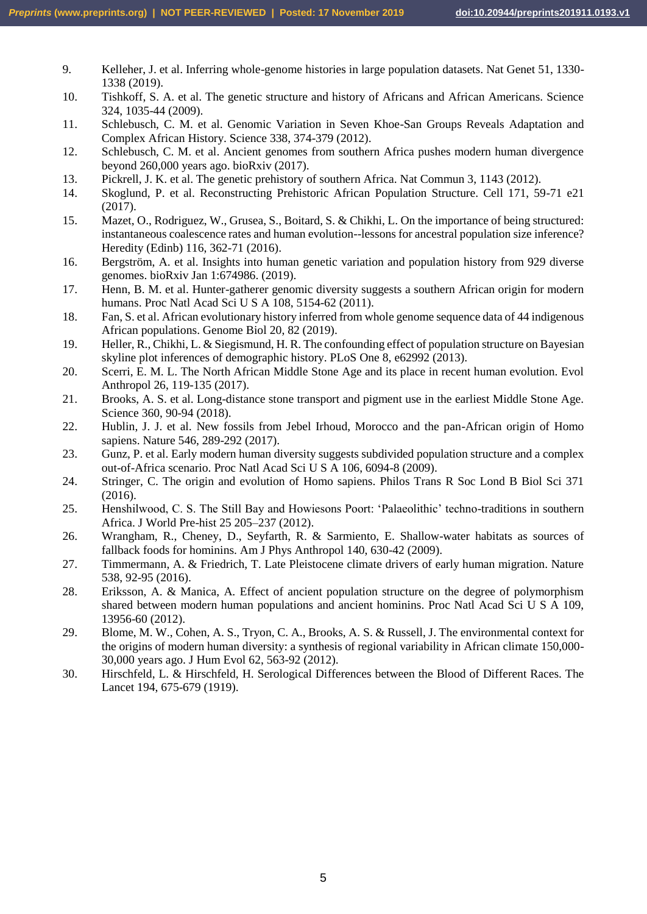9. Kelleher, J. et al. Inferring whole-genome histories in large population datasets. Nat Genet 51, 1330-1338 (2019).
10. Tishkoff, S. A. et al. The genetic structure and history of Africans and African Americans. Science 324, 1035-44 (2009).
11. Schlebusch, C. M. et al. Genomic Variation in Seven Khoe-San Groups Reveals Adaptation and Complex African History. Science 338, 374-379 (2012).
12. Schlebusch, C. M. et al. Ancient genomes from southern Africa pushes modern human divergence beyond 260,000 years ago. bioRxiv (2017).
13. Pickrell, J. K. et al. The genetic prehistory of southern Africa. Nat Commun 3, 1143 (2012).
14. Skoglund, P. et al. Reconstructing Prehistoric African Population Structure. Cell 171, 59-71 e21 (2017).
15. Mazet, O., Rodriguez, W., Grusea, S., Boitard, S. & Chikhi, L. On the importance of being structured: instantaneous coalescence rates and human evolution--lessons for ancestral population size inference? Heredity (Edinb) 116, 362-71 (2016).
16. Bergström, A. et al. Insights into human genetic variation and population history from 929 diverse genomes. bioRxiv Jan 1:674986. (2019).
17. Henn, B. M. et al. Hunter-gatherer genomic diversity suggests a southern African origin for modern humans. Proc Natl Acad Sci U S A 108, 5154-62 (2011).
18. Fan, S. et al. African evolutionary history inferred from whole genome sequence data of 44 indigenous African populations. Genome Biol 20, 82 (2019).
19. Heller, R., Chikhi, L. & Siegismund, H. R. The confounding effect of population structure on Bayesian skyline plot inferences of demographic history. PLoS One 8, e62992 (2013).
20. Scerri, E. M. L. The North African Middle Stone Age and its place in recent human evolution. Evol Anthropol 26, 119-135 (2017).
21. Brooks, A. S. et al. Long-distance stone transport and pigment use in the earliest Middle Stone Age. Science 360, 90-94 (2018).
22. Hublin, J. J. et al. New fossils from Jebel Irhoud, Morocco and the pan-African origin of Homo sapiens. Nature 546, 289-292 (2017).
23. Gunz, P. et al. Early modern human diversity suggests subdivided population structure and a complex out-of-Africa scenario. Proc Natl Acad Sci U S A 106, 6094-8 (2009).
24. Stringer, C. The origin and evolution of Homo sapiens. Philos Trans R Soc Lond B Biol Sci 371 (2016).
25. Henshilwood, C. S. The Still Bay and Howiesons Poort: 'Palaeolithic' techno-traditions in southern Africa. J World Pre-hist 25 205–237 (2012).
26. Wrangham, R., Cheney, D., Seyfarth, R. & Sarmiento, E. Shallow-water habitats as sources of fallback foods for hominins. Am J Phys Anthropol 140, 630-42 (2009).
27. Timmermann, A. & Friedrich, T. Late Pleistocene climate drivers of early human migration. Nature 538, 92-95 (2016).
28. Eriksson, A. & Manica, A. Effect of ancient population structure on the degree of polymorphism shared between modern human populations and ancient hominins. Proc Natl Acad Sci U S A 109, 13956-60 (2012).
29. Blome, M. W., Cohen, A. S., Tryon, C. A., Brooks, A. S. & Russell, J. The environmental context for the origins of modern human diversity: a synthesis of regional variability in African climate 150,000-30,000 years ago. J Hum Evol 62, 563-92 (2012).
30. Hirschfeld, L. & Hirschfeld, H. Serological Differences between the Blood of Different Races. The Lancet 194, 675-679 (1919).